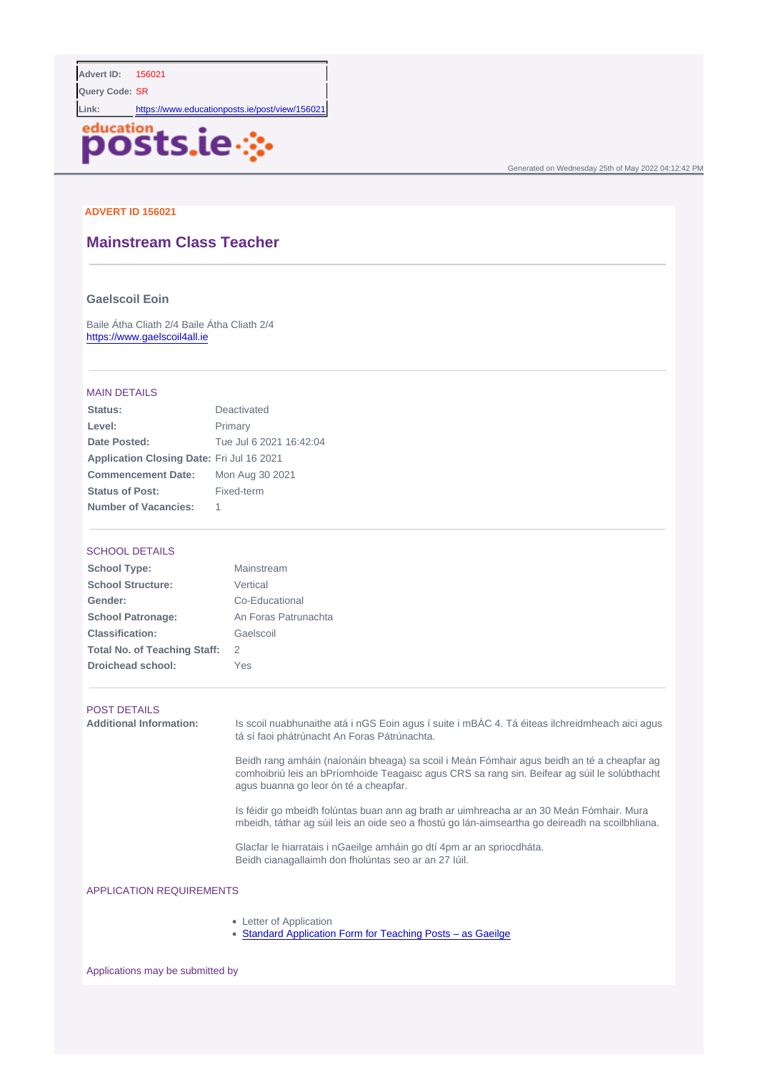| | |
|---|---|
| **Advert ID:** | 156021 |
| **Query Code:** | SR |
| **Link:** | https://www.educationposts.ie/post/view/156021 |

education posts.ie

Generated on Wednesday 25th of May 2022 04:12:42 PM

ADVERT ID 156021

# Mainstream Class Teacher

### Gaelscoil Eoin

Baile Átha Cliath 2/4 Baile Átha Cliath 2/4
https://www.gaelscoil4all.ie

## MAIN DETAILS

| | |
|---|---|
| **Status:** | Deactivated |
| **Level:** | Primary |
| **Date Posted:** | Tue Jul 6 2021 16:42:04 |
| **Application Closing Date:** | Fri Jul 16 2021 |
| **Commencement Date:** | Mon Aug 30 2021 |
| **Status of Post:** | Fixed-term |
| **Number of Vacancies:** | 1 |

## SCHOOL DETAILS

| | |
|---|---|
| **School Type:** | Mainstream |
| **School Structure:** | Vertical |
| **Gender:** | Co-Educational |
| **School Patronage:** | An Foras Patrunachta |
| **Classification:** | Gaelscoil |
| **Total No. of Teaching Staff:** | 2 |
| **Droichead school:** | Yes |

## POST DETAILS

**Additional Information:**

Is scoil nuabhunaithe atá i nGS Eoin agus í suite i mBÁC 4. Tá éiteas ilchreidmheach aici agus tá sí faoi phátrúnacht An Foras Pátrúnachta.

Beidh rang amháin (naíonáin bheaga) sa scoil i Meán Fómhair agus beidh an té a cheapfar ag comhoibriú leis an bPríomhoide Teagaisc agus CRS sa rang sin. Beifear ag súil le solúbthacht agus buanna go leor ón té a cheapfar.

Is féidir go mbeidh folúntas buan ann ag brath ar uimhreacha ar an 30 Meán Fómhair. Mura mbeidh, táthar ag súil leis an oide seo a fhostú go lán-aimseartha go deireadh na scoilbhliana.

Glacfar le hiarratais i nGaeilge amháin go dtí 4pm ar an spriocdháta.
Beidh cianagallaimh don fholúntas seo ar an 27 Iúil.

## APPLICATION REQUIREMENTS

- Letter of Application
- Standard Application Form for Teaching Posts – as Gaeilge

Applications may be submitted by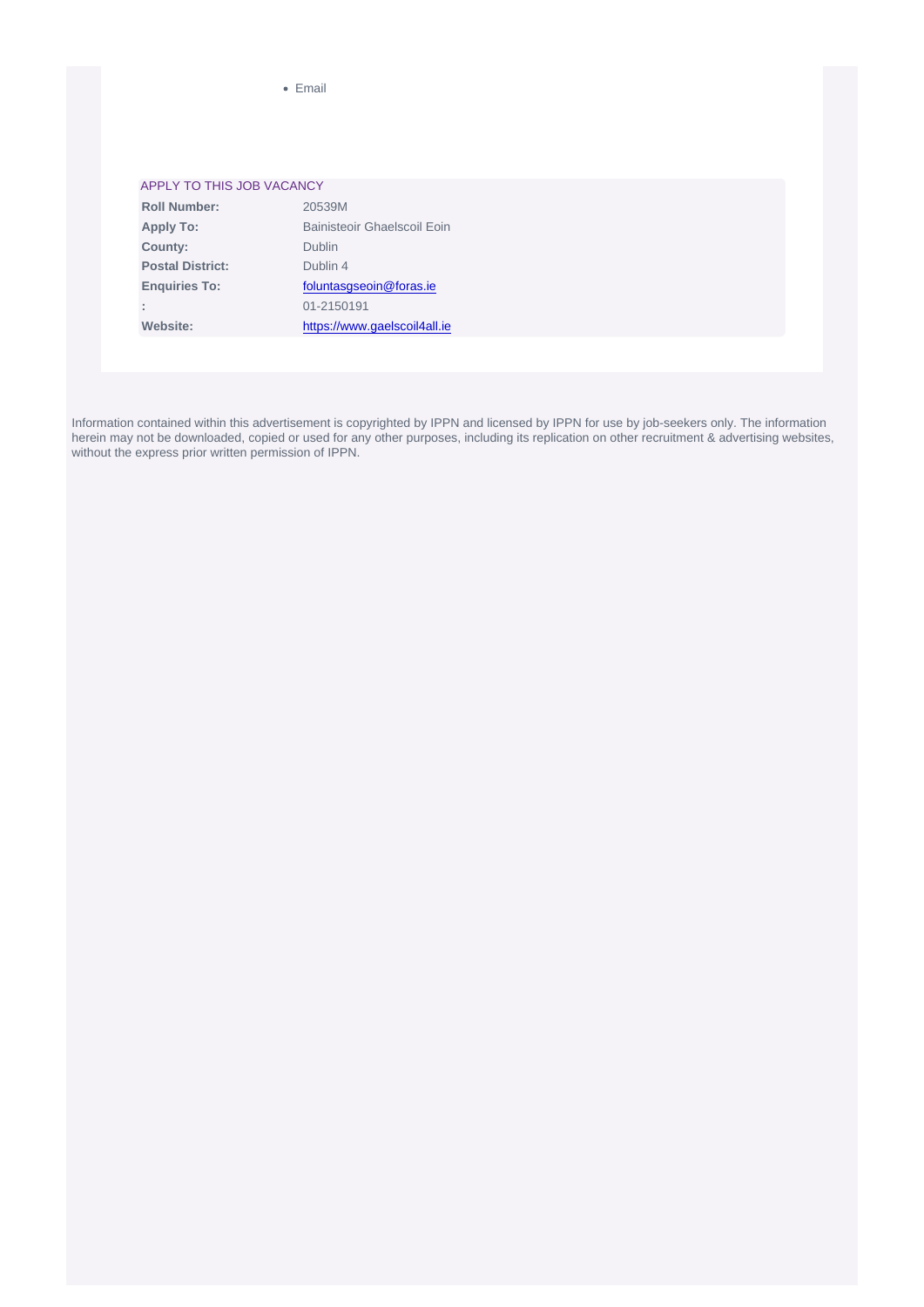- Email

APPLY TO THIS JOB VACANCY

| | |
|---|---|
| **Roll Number:** | 20539M |
| **Apply To:** | Bainisteoir Ghaelscoil Eoin |
| **County:** | Dublin |
| **Postal District:** | Dublin 4 |
| **Enquiries To:** | foluntasgseoin@foras.ie |
| **:** | 01-2150191 |
| **Website:** | https://www.gaelscoil4all.ie |

Information contained within this advertisement is copyrighted by IPPN and licensed by IPPN for use by job-seekers only. The information herein may not be downloaded, copied or used for any other purposes, including its replication on other recruitment & advertising websites, without the express prior written permission of IPPN.